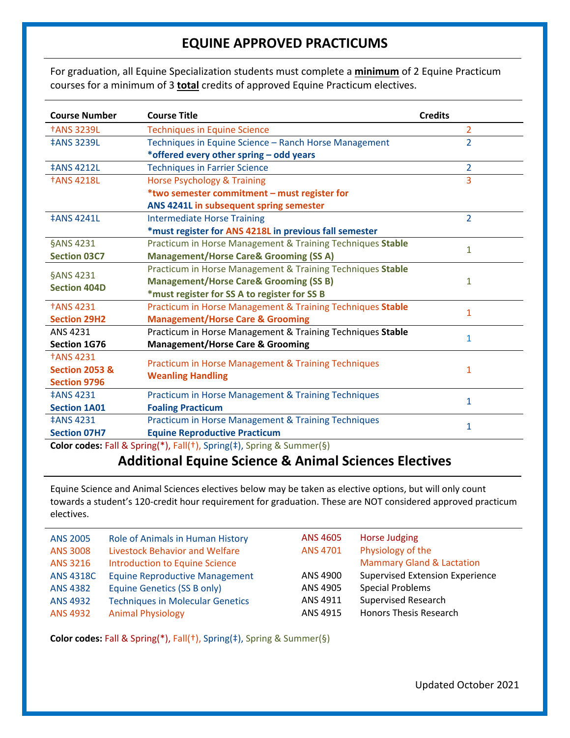# EQUINE APPROVED PRACTICUMS

For graduation, all Equine Specialization students must complete a **minimum** of 2 Equine Practicum courses for a minimum of 3 **total** credits of approved Equine Practicum electives.

| Course Number | Course Title | Credits |
|---|---|---|
| †ANS 3239L | Techniques in Equine Science | 2 |
| ‡ANS 3239L | Techniques in Equine Science – Ranch Horse Management **\*offered every other spring – odd years** | 2 |
| ‡ANS 4212L | Techniques in Farrier Science | 2 |
| †ANS 4218L | Horse Psychology & Training **\*two semester commitment – must register for ANS 4241L in subsequent spring semester** | 3 |
| ‡ANS 4241L | Intermediate Horse Training **\*must register for ANS 4218L in previous fall semester** | 2 |
| §ANS 4231 **Section 03C7** | Practicum in Horse Management & Training Techniques **Stable Management/Horse Care& Grooming (SS A)** | 1 |
| §ANS 4231 **Section 404D** | Practicum in Horse Management & Training Techniques **Stable Management/Horse Care& Grooming (SS B)** **\*must register for SS A to register for SS B** | 1 |
| †ANS 4231 **Section 29H2** | Practicum in Horse Management & Training Techniques **Stable Management/Horse Care & Grooming** | 1 |
| ANS 4231 **Section 1G76** | Practicum in Horse Management & Training Techniques **Stable Management/Horse Care & Grooming** | 1 |
| †ANS 4231 **Section 2053 & Section 9796** | Practicum in Horse Management & Training Techniques **Weanling Handling** | 1 |
| ‡ANS 4231 **Section 1A01** | Practicum in Horse Management & Training Techniques **Foaling Practicum** | 1 |
| ‡ANS 4231 **Section 07H7** | Practicum in Horse Management & Training Techniques **Equine Reproductive Practicum** | 1 |

**Color codes:** Fall & Spring(*), Fall(†), Spring(‡), Spring & Summer(§)

## Additional Equine Science & Animal Sciences Electives

Equine Science and Animal Sciences electives below may be taken as elective options, but will only count towards a student's 120-credit hour requirement for graduation. These are NOT considered approved practicum electives.

| Course Number | Course Title |
|---|---|
| ANS 2005 | Role of Animals in Human History |
| ANS 3008 | Livestock Behavior and Welfare |
| ANS 3216 | Introduction to Equine Science |
| ANS 4318C | Equine Reproductive Management |
| ANS 4382 | Equine Genetics (SS B only) |
| ANS 4932 | Techniques in Molecular Genetics |
| ANS 4932 | Animal Physiology |
| ANS 4605 | Horse Judging |
| ANS 4701 | Physiology of the Mammary Gland & Lactation |
| ANS 4900 | Supervised Extension Experience |
| ANS 4905 | Special Problems |
| ANS 4911 | Supervised Research |
| ANS 4915 | Honors Thesis Research |

**Color codes:** Fall & Spring(*), Fall(†), Spring(‡), Spring & Summer(§)

Updated October 2021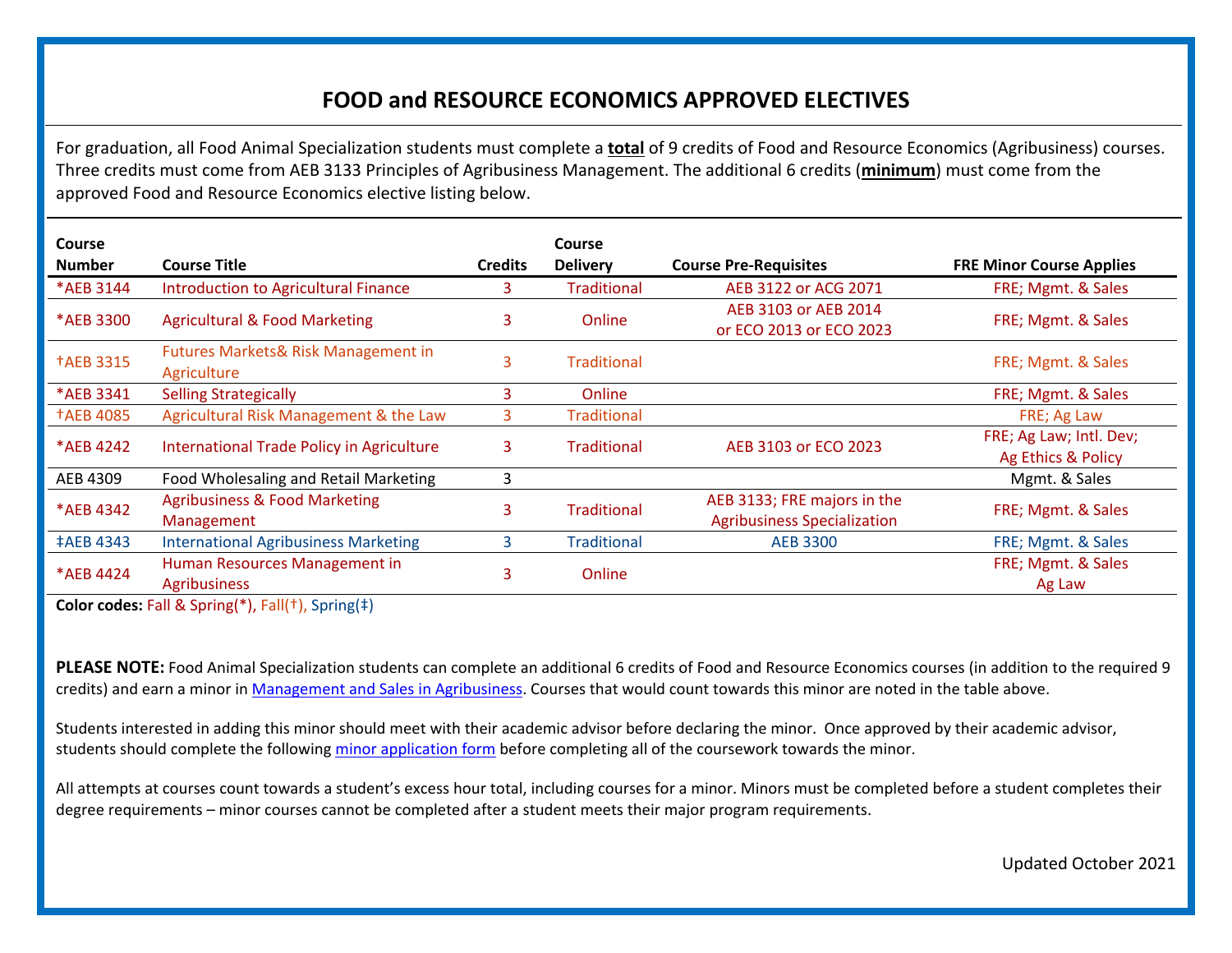# FOOD and RESOURCE ECONOMICS APPROVED ELECTIVES

For graduation, all Food Animal Specialization students must complete a **total** of 9 credits of Food and Resource Economics (Agribusiness) courses. Three credits must come from AEB 3133 Principles of Agribusiness Management. The additional 6 credits (**minimum**) must come from the approved Food and Resource Economics elective listing below.

| Course Number | Course Title | Credits | Course Delivery | Course Pre-Requisites | FRE Minor Course Applies |
|---|---|---|---|---|---|
| *AEB 3144 | Introduction to Agricultural Finance | 3 | Traditional | AEB 3122 or ACG 2071 | FRE; Mgmt. & Sales |
| *AEB 3300 | Agricultural & Food Marketing | 3 | Online | AEB 3103 or AEB 2014 or ECO 2013 or ECO 2023 | FRE; Mgmt. & Sales |
| †AEB 3315 | Futures Markets& Risk Management in Agriculture | 3 | Traditional | | FRE; Mgmt. & Sales |
| *AEB 3341 | Selling Strategically | 3 | Online | | FRE; Mgmt. & Sales |
| †AEB 4085 | Agricultural Risk Management & the Law | 3 | Traditional | | FRE; Ag Law |
| *AEB 4242 | International Trade Policy in Agriculture | 3 | Traditional | AEB 3103 or ECO 2023 | FRE; Ag Law; Intl. Dev; Ag Ethics & Policy |
| AEB 4309 | Food Wholesaling and Retail Marketing | 3 | | | Mgmt. & Sales |
| *AEB 4342 | Agribusiness & Food Marketing Management | 3 | Traditional | AEB 3133; FRE majors in the Agribusiness Specialization | FRE; Mgmt. & Sales |
| ‡AEB 4343 | International Agribusiness Marketing | 3 | Traditional | AEB 3300 | FRE; Mgmt. & Sales |
| *AEB 4424 | Human Resources Management in Agribusiness | 3 | Online | | FRE; Mgmt. & Sales Ag Law |

**Color codes:** Fall & Spring(*), Fall(†), Spring(‡)

**PLEASE NOTE:** Food Animal Specialization students can complete an additional 6 credits of Food and Resource Economics courses (in addition to the required 9 credits) and earn a minor in Management and Sales in Agribusiness. Courses that would count towards this minor are noted in the table above.

Students interested in adding this minor should meet with their academic advisor before declaring the minor. Once approved by their academic advisor, students should complete the following minor application form before completing all of the coursework towards the minor.

All attempts at courses count towards a student's excess hour total, including courses for a minor. Minors must be completed before a student completes their degree requirements – minor courses cannot be completed after a student meets their major program requirements.

Updated October 2021